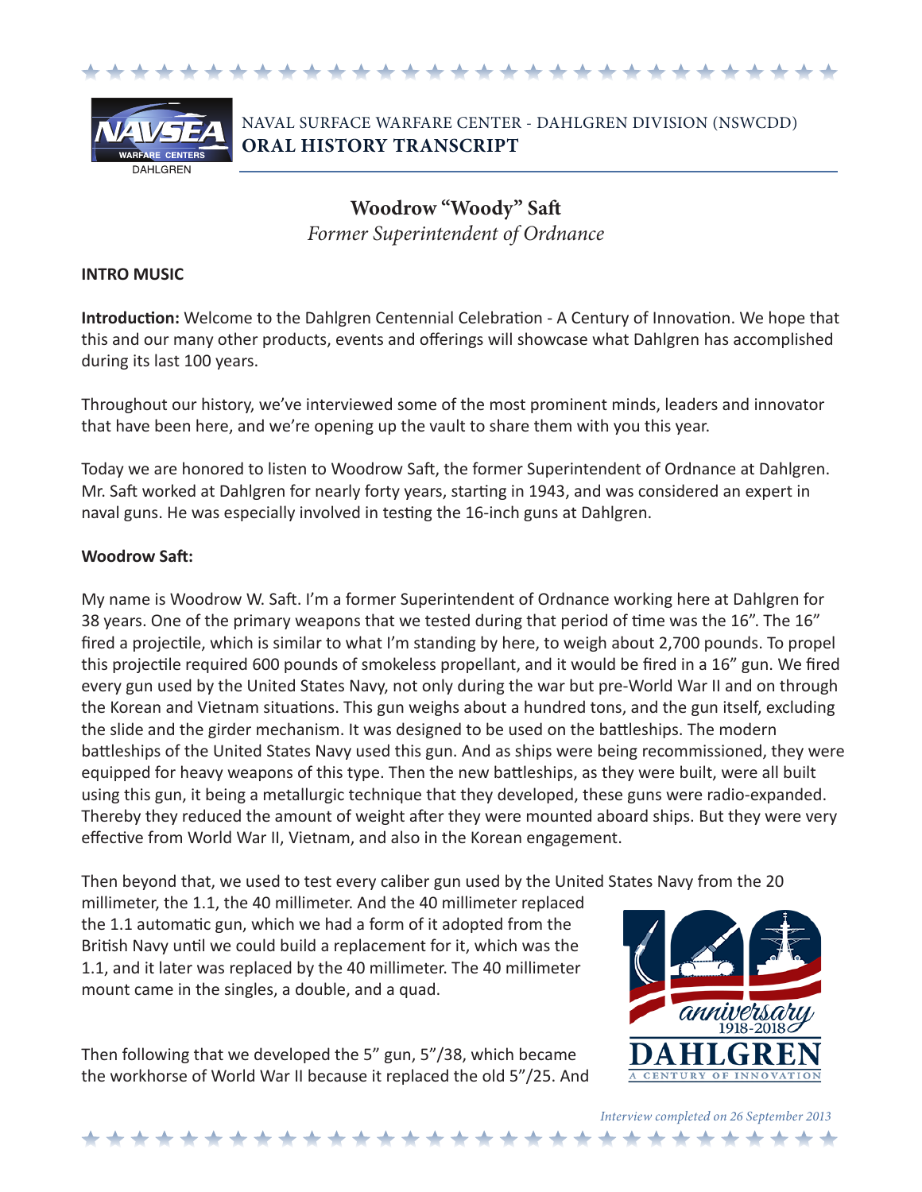NAVAL SURFACE WARFARE CENTER - DAHLGREN DIVISION (NSWCDD)
**ORAL HISTORY TRANSCRIPT**

# Woodrow "Woody" Saft

*Former Superintendent of Ordnance*

**INTRO MUSIC**

**Introduction:** Welcome to the Dahlgren Centennial Celebration - A Century of Innovation. We hope that this and our many other products, events and offerings will showcase what Dahlgren has accomplished during its last 100 years.

Throughout our history, we've interviewed some of the most prominent minds, leaders and innovator that have been here, and we're opening up the vault to share them with you this year.

Today we are honored to listen to Woodrow Saft, the former Superintendent of Ordnance at Dahlgren. Mr. Saft worked at Dahlgren for nearly forty years, starting in 1943, and was considered an expert in naval guns. He was especially involved in testing the 16-inch guns at Dahlgren.

**Woodrow Saft:**

My name is Woodrow W. Saft. I'm a former Superintendent of Ordnance working here at Dahlgren for 38 years. One of the primary weapons that we tested during that period of time was the 16". The 16" fired a projectile, which is similar to what I'm standing by here, to weigh about 2,700 pounds. To propel this projectile required 600 pounds of smokeless propellant, and it would be fired in a 16" gun. We fired every gun used by the United States Navy, not only during the war but pre-World War II and on through the Korean and Vietnam situations. This gun weighs about a hundred tons, and the gun itself, excluding the slide and the girder mechanism. It was designed to be used on the battleships. The modern battleships of the United States Navy used this gun. And as ships were being recommissioned, they were equipped for heavy weapons of this type. Then the new battleships, as they were built, were all built using this gun, it being a metallurgic technique that they developed, these guns were radio-expanded. Thereby they reduced the amount of weight after they were mounted aboard ships. But they were very effective from World War II, Vietnam, and also in the Korean engagement.

Then beyond that, we used to test every caliber gun used by the United States Navy from the 20 millimeter, the 1.1, the 40 millimeter. And the 40 millimeter replaced the 1.1 automatic gun, which we had a form of it adopted from the British Navy until we could build a replacement for it, which was the 1.1, and it later was replaced by the 40 millimeter. The 40 millimeter mount came in the singles, a double, and a quad.

Then following that we developed the 5" gun, 5"/38, which became the workhorse of World War II because it replaced the old 5"/25. And

*Interview completed on 26 September 2013*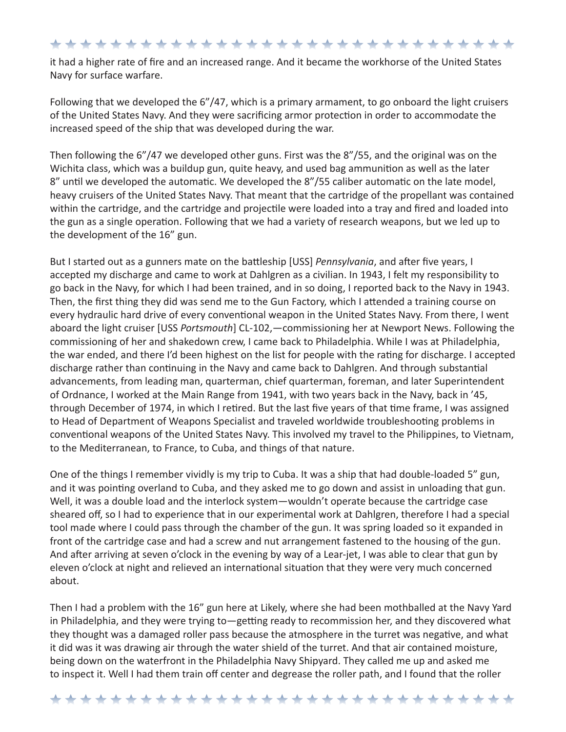it had a higher rate of fire and an increased range. And it became the workhorse of the United States Navy for surface warfare.

Following that we developed the 6"/47, which is a primary armament, to go onboard the light cruisers of the United States Navy. And they were sacrificing armor protection in order to accommodate the increased speed of the ship that was developed during the war.

Then following the 6"/47 we developed other guns. First was the 8"/55, and the original was on the Wichita class, which was a buildup gun, quite heavy, and used bag ammunition as well as the later 8" until we developed the automatic. We developed the 8"/55 caliber automatic on the late model, heavy cruisers of the United States Navy. That meant that the cartridge of the propellant was contained within the cartridge, and the cartridge and projectile were loaded into a tray and fired and loaded into the gun as a single operation. Following that we had a variety of research weapons, but we led up to the development of the 16" gun.

But I started out as a gunners mate on the battleship [USS] *Pennsylvania*, and after five years, I accepted my discharge and came to work at Dahlgren as a civilian. In 1943, I felt my responsibility to go back in the Navy, for which I had been trained, and in so doing, I reported back to the Navy in 1943. Then, the first thing they did was send me to the Gun Factory, which I attended a training course on every hydraulic hard drive of every conventional weapon in the United States Navy. From there, I went aboard the light cruiser [USS *Portsmouth*] CL-102,—commissioning her at Newport News. Following the commissioning of her and shakedown crew, I came back to Philadelphia. While I was at Philadelphia, the war ended, and there I'd been highest on the list for people with the rating for discharge. I accepted discharge rather than continuing in the Navy and came back to Dahlgren. And through substantial advancements, from leading man, quarterman, chief quarterman, foreman, and later Superintendent of Ordnance, I worked at the Main Range from 1941, with two years back in the Navy, back in '45, through December of 1974, in which I retired. But the last five years of that time frame, I was assigned to Head of Department of Weapons Specialist and traveled worldwide troubleshooting problems in conventional weapons of the United States Navy. This involved my travel to the Philippines, to Vietnam, to the Mediterranean, to France, to Cuba, and things of that nature.

One of the things I remember vividly is my trip to Cuba. It was a ship that had double-loaded 5" gun, and it was pointing overland to Cuba, and they asked me to go down and assist in unloading that gun. Well, it was a double load and the interlock system—wouldn't operate because the cartridge case sheared off, so I had to experience that in our experimental work at Dahlgren, therefore I had a special tool made where I could pass through the chamber of the gun. It was spring loaded so it expanded in front of the cartridge case and had a screw and nut arrangement fastened to the housing of the gun. And after arriving at seven o'clock in the evening by way of a Lear-jet, I was able to clear that gun by eleven o'clock at night and relieved an international situation that they were very much concerned about.

Then I had a problem with the 16" gun here at Likely, where she had been mothballed at the Navy Yard in Philadelphia, and they were trying to—getting ready to recommission her, and they discovered what they thought was a damaged roller pass because the atmosphere in the turret was negative, and what it did was it was drawing air through the water shield of the turret. And that air contained moisture, being down on the waterfront in the Philadelphia Navy Shipyard. They called me up and asked me to inspect it. Well I had them train off center and degrease the roller path, and I found that the roller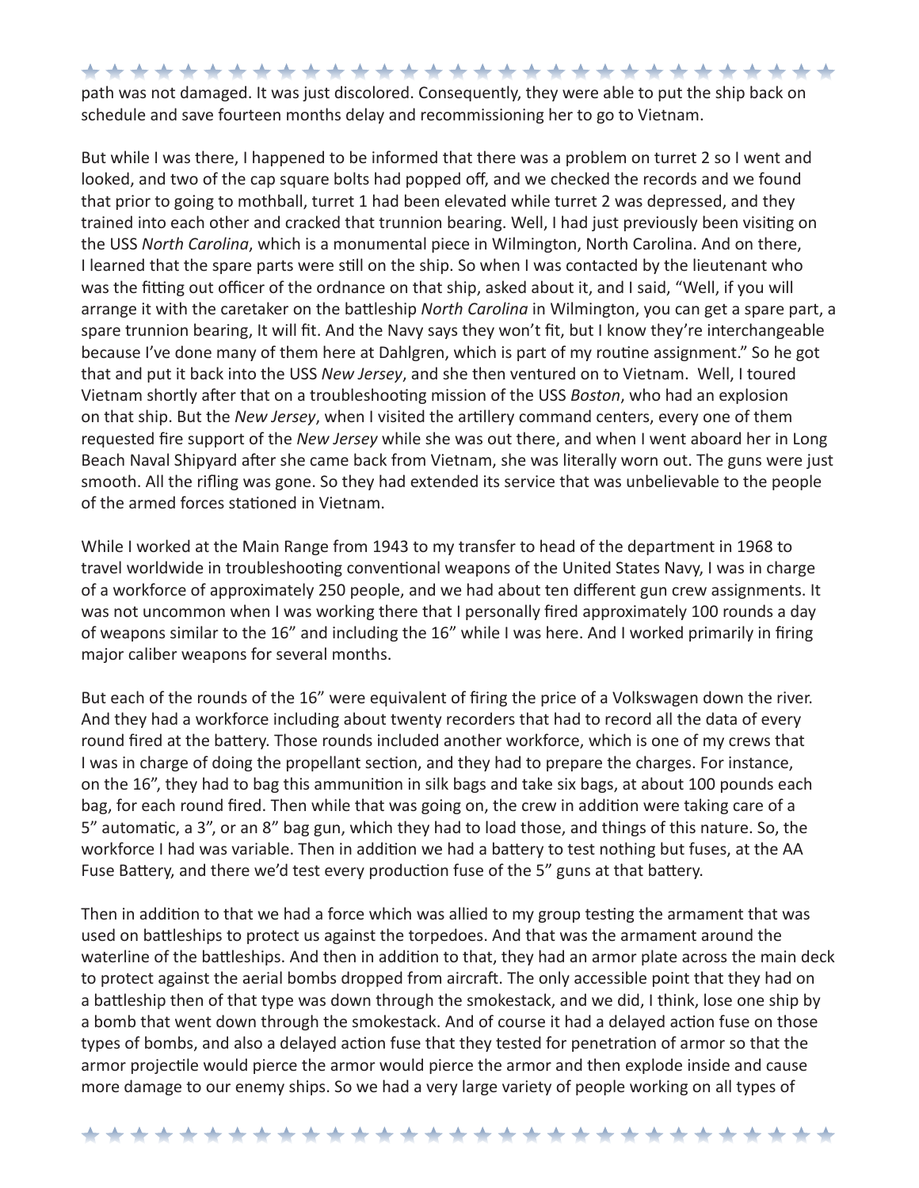path was not damaged. It was just discolored. Consequently, they were able to put the ship back on schedule and save fourteen months delay and recommissioning her to go to Vietnam.

But while I was there, I happened to be informed that there was a problem on turret 2 so I went and looked, and two of the cap square bolts had popped off, and we checked the records and we found that prior to going to mothball, turret 1 had been elevated while turret 2 was depressed, and they trained into each other and cracked that trunnion bearing. Well, I had just previously been visiting on the USS *North Carolina*, which is a monumental piece in Wilmington, North Carolina. And on there, I learned that the spare parts were still on the ship. So when I was contacted by the lieutenant who was the fitting out officer of the ordnance on that ship, asked about it, and I said, "Well, if you will arrange it with the caretaker on the battleship *North Carolina* in Wilmington, you can get a spare part, a spare trunnion bearing, It will fit. And the Navy says they won't fit, but I know they're interchangeable because I've done many of them here at Dahlgren, which is part of my routine assignment." So he got that and put it back into the USS *New Jersey*, and she then ventured on to Vietnam. Well, I toured Vietnam shortly after that on a troubleshooting mission of the USS *Boston*, who had an explosion on that ship. But the *New Jersey*, when I visited the artillery command centers, every one of them requested fire support of the *New Jersey* while she was out there, and when I went aboard her in Long Beach Naval Shipyard after she came back from Vietnam, she was literally worn out. The guns were just smooth. All the rifling was gone. So they had extended its service that was unbelievable to the people of the armed forces stationed in Vietnam.

While I worked at the Main Range from 1943 to my transfer to head of the department in 1968 to travel worldwide in troubleshooting conventional weapons of the United States Navy, I was in charge of a workforce of approximately 250 people, and we had about ten different gun crew assignments. It was not uncommon when I was working there that I personally fired approximately 100 rounds a day of weapons similar to the 16" and including the 16" while I was here. And I worked primarily in firing major caliber weapons for several months.

But each of the rounds of the 16" were equivalent of firing the price of a Volkswagen down the river. And they had a workforce including about twenty recorders that had to record all the data of every round fired at the battery. Those rounds included another workforce, which is one of my crews that I was in charge of doing the propellant section, and they had to prepare the charges. For instance, on the 16", they had to bag this ammunition in silk bags and take six bags, at about 100 pounds each bag, for each round fired. Then while that was going on, the crew in addition were taking care of a 5" automatic, a 3", or an 8" bag gun, which they had to load those, and things of this nature. So, the workforce I had was variable. Then in addition we had a battery to test nothing but fuses, at the AA Fuse Battery, and there we'd test every production fuse of the 5" guns at that battery.

Then in addition to that we had a force which was allied to my group testing the armament that was used on battleships to protect us against the torpedoes. And that was the armament around the waterline of the battleships. And then in addition to that, they had an armor plate across the main deck to protect against the aerial bombs dropped from aircraft. The only accessible point that they had on a battleship then of that type was down through the smokestack, and we did, I think, lose one ship by a bomb that went down through the smokestack. And of course it had a delayed action fuse on those types of bombs, and also a delayed action fuse that they tested for penetration of armor so that the armor projectile would pierce the armor would pierce the armor and then explode inside and cause more damage to our enemy ships. So we had a very large variety of people working on all types of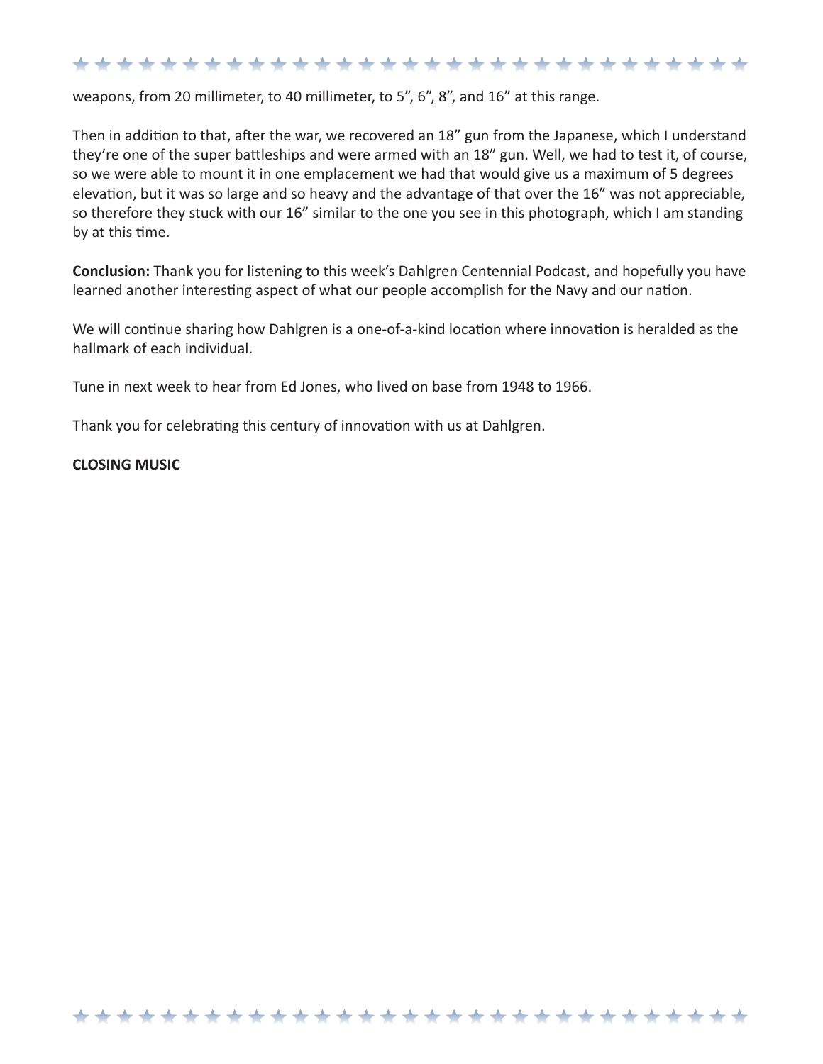weapons, from 20 millimeter, to 40 millimeter, to 5”, 6”, 8”, and 16” at this range.

Then in addition to that, after the war, we recovered an 18” gun from the Japanese, which I understand they’re one of the super battleships and were armed with an 18” gun. Well, we had to test it, of course, so we were able to mount it in one emplacement we had that would give us a maximum of 5 degrees elevation, but it was so large and so heavy and the advantage of that over the 16” was not appreciable, so therefore they stuck with our 16” similar to the one you see in this photograph, which I am standing by at this time.

**Conclusion:** Thank you for listening to this week’s Dahlgren Centennial Podcast, and hopefully you have learned another interesting aspect of what our people accomplish for the Navy and our nation.

We will continue sharing how Dahlgren is a one-of-a-kind location where innovation is heralded as the hallmark of each individual.

Tune in next week to hear from Ed Jones, who lived on base from 1948 to 1966.

Thank you for celebrating this century of innovation with us at Dahlgren.

**CLOSING MUSIC**